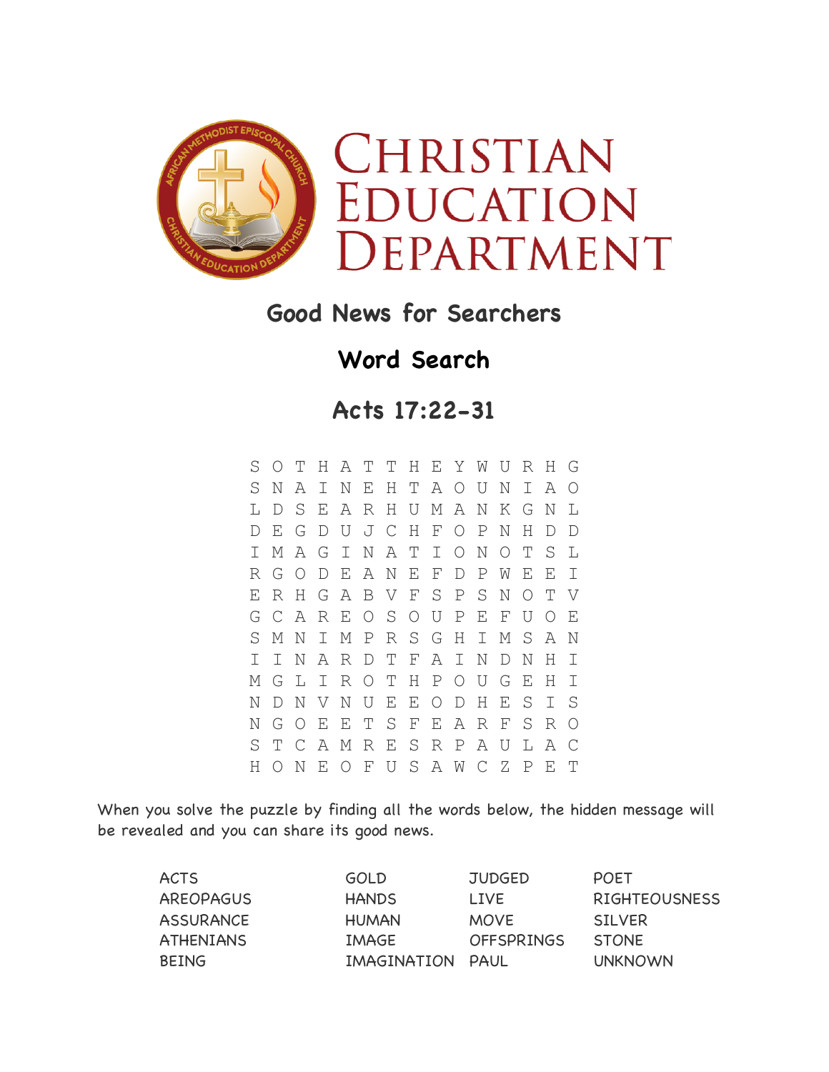# Christian Education Department

## Good News for Searchers

## Word Search

## Acts 17:22-31

```
S O T H A T T H E Y W U R H G
S N A I N E H T A O U N I A O
L D S E A R H U M A N K G N L
D E G D U J C H F O P N H D D
I M A G I N A T I O N O T S L
R G O D E A N E F D P W E E I
E R H G A B V F S P S N O T V
G C A R E O S O U P E F U O E
S M N I M P R S G H I M S A N
I I N A R D T F A I N D N H I
M G L I R O T H P O U G E H I
N D N V N U E E O D H E S I S
N G O E E T S F E A R F S R O
S T C A M R E S R P A U L A C
H O N E O F U S A W C Z P E T
```

When you solve the puzzle by finding all the words below, the hidden message will be revealed and you can share its good news.

| | | | |
|---|---|---|---|
| ACTS | GOLD | JUDGED | POET |
| AREOPAGUS | HANDS | LIVE | RIGHTEOUSNESS |
| ASSURANCE | HUMAN | MOVE | SILVER |
| ATHENIANS | IMAGE | OFFSPRINGS | STONE |
| BEING | IMAGINATION | PAUL | UNKNOWN |